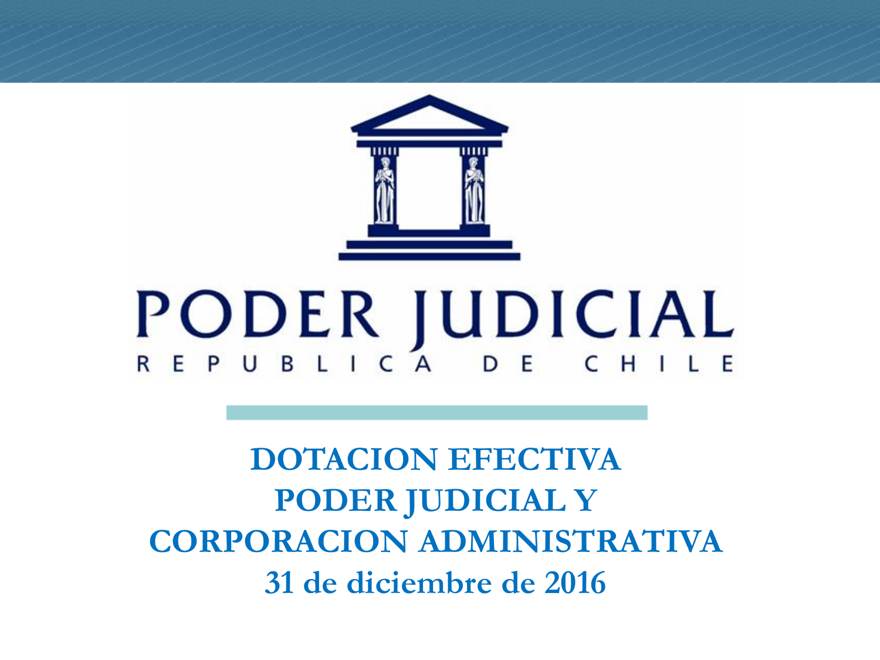PODER JUDICIAL

REPUBLICA DE CHILE

# DOTACION EFECTIVA PODER JUDICIAL Y CORPORACION ADMINISTRATIVA

## 31 de diciembre de 2016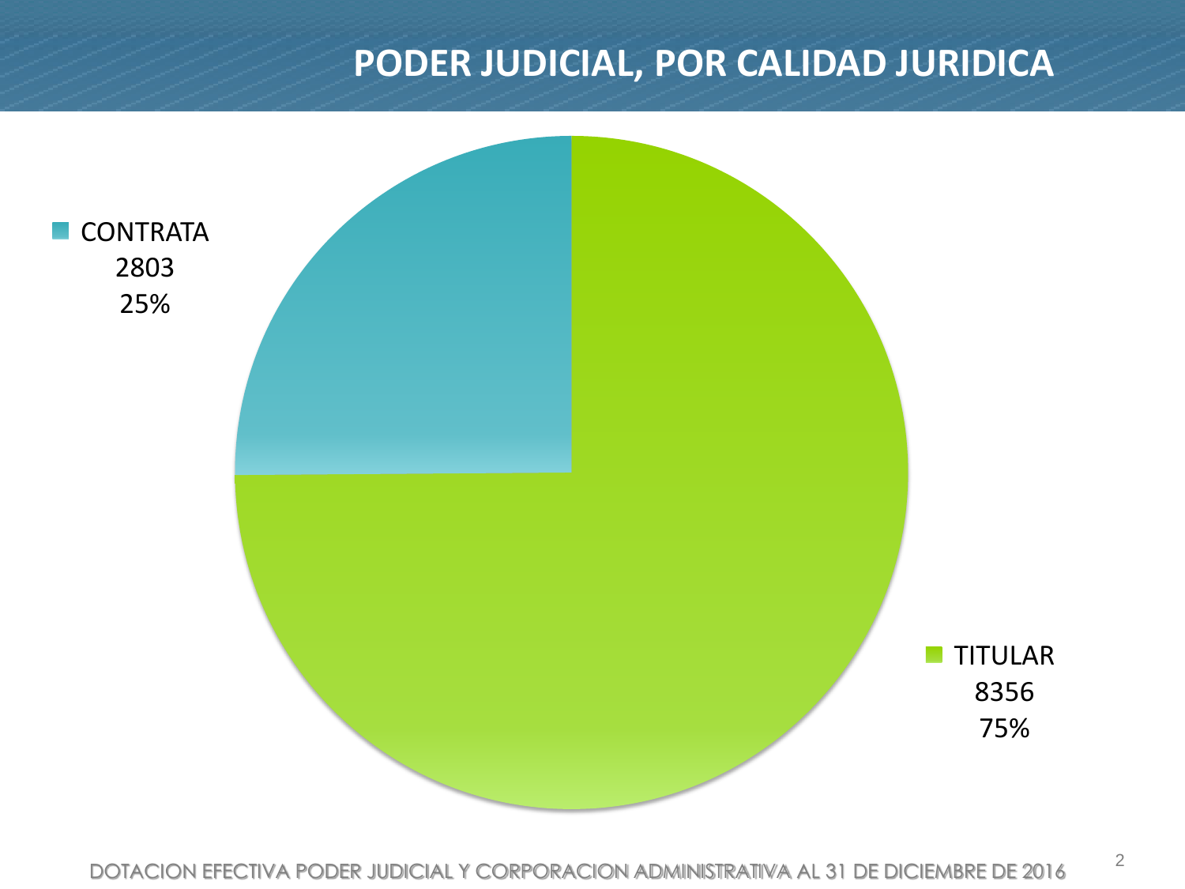# PODER JUDICIAL, POR CALIDAD JURIDICA

| Calidad jurídica | Cantidad | Porcentaje |
|---|---|---|
| CONTRATA | 2803 | 25% |
| TITULAR | 8356 | 75% |

DOTACION EFECTIVA PODER JUDICIAL Y CORPORACION ADMINISTRATIVA AL 31 DE DICIEMBRE DE 2016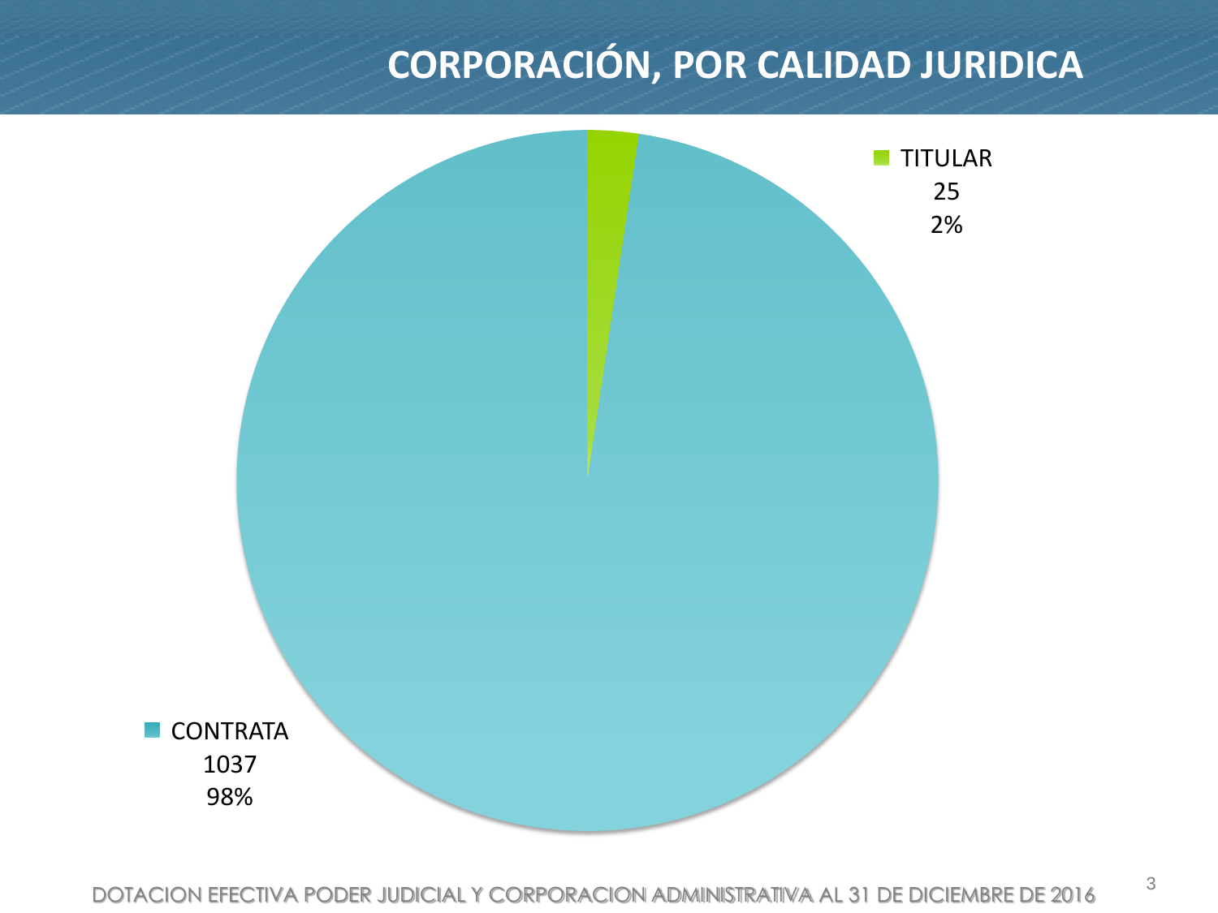# CORPORACIÓN, POR CALIDAD JURIDICA

TITULAR
25
2%

CONTRATA
1037
98%

DOTACION EFECTIVA PODER JUDICIAL Y CORPORACION ADMINISTRATIVA AL 31 DE DICIEMBRE DE 2016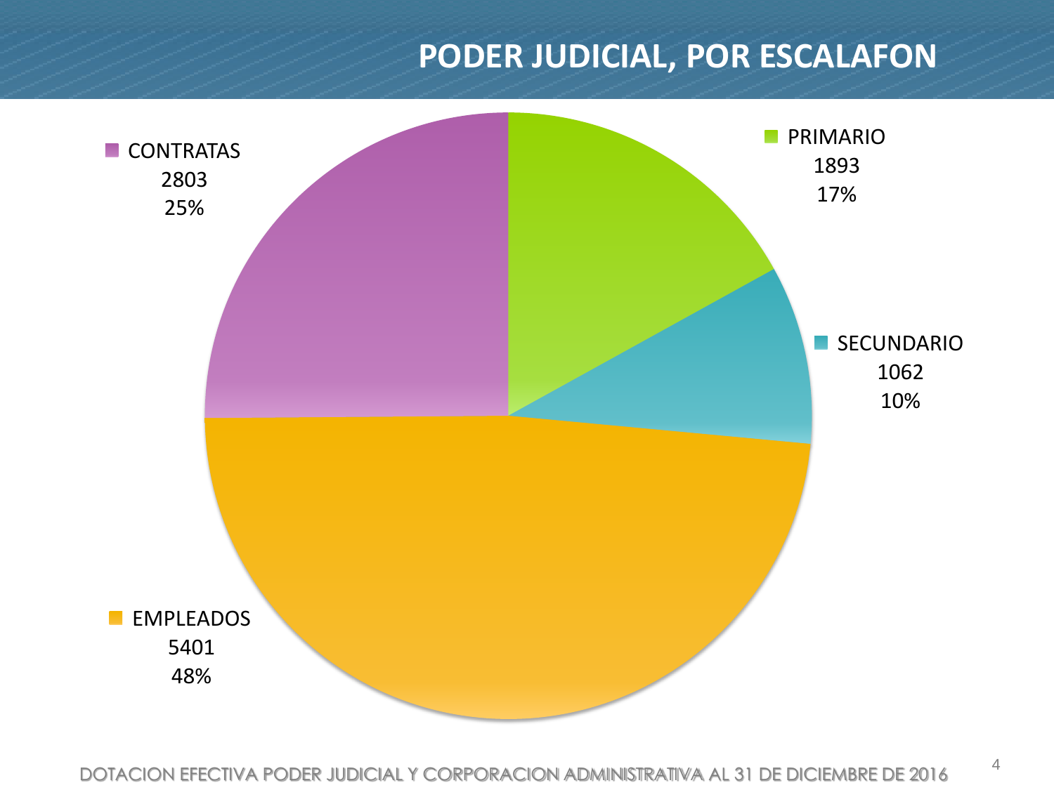# PODER JUDICIAL, POR ESCALAFON

| Escalafón | Cantidad | % |
|---|---|---|
| PRIMARIO | 1893 | 17% |
| SECUNDARIO | 1062 | 10% |
| EMPLEADOS | 5401 | 48% |
| CONTRATAS | 2803 | 25% |

DOTACION EFECTIVA PODER JUDICIAL Y CORPORACION ADMINISTRATIVA AL 31 DE DICIEMBRE DE 2016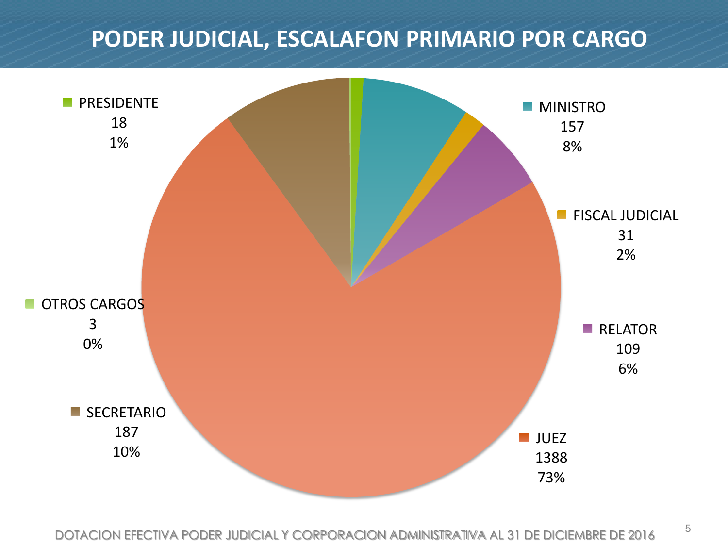# PODER JUDICIAL, ESCALAFON PRIMARIO POR CARGO

| Cargo | Cantidad | Porcentaje |
|---|---|---|
| PRESIDENTE | 18 | 1% |
| MINISTRO | 157 | 8% |
| FISCAL JUDICIAL | 31 | 2% |
| RELATOR | 109 | 6% |
| JUEZ | 1388 | 73% |
| SECRETARIO | 187 | 10% |
| OTROS CARGOS | 3 | 0% |

DOTACION EFECTIVA PODER JUDICIAL Y CORPORACION ADMINISTRATIVA AL 31 DE DICIEMBRE DE 2016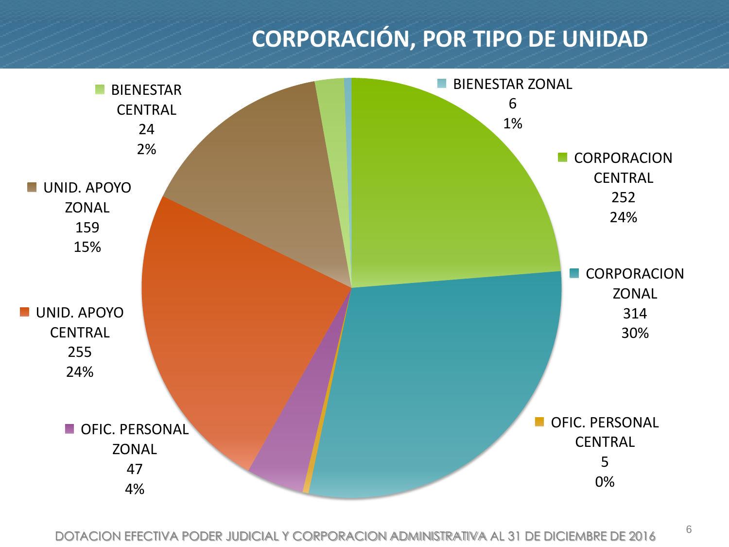# CORPORACIÓN, POR TIPO DE UNIDAD

| Tipo de unidad | Cantidad | Porcentaje |
| --- | --- | --- |
| BIENESTAR ZONAL | 6 | 1% |
| CORPORACION CENTRAL | 252 | 24% |
| CORPORACION ZONAL | 314 | 30% |
| OFIC. PERSONAL CENTRAL | 5 | 0% |
| OFIC. PERSONAL ZONAL | 47 | 4% |
| UNID. APOYO CENTRAL | 255 | 24% |
| UNID. APOYO ZONAL | 159 | 15% |
| BIENESTAR CENTRAL | 24 | 2% |

DOTACION EFECTIVA PODER JUDICIAL Y CORPORACION ADMINISTRATIVA AL 31 DE DICIEMBRE DE 2016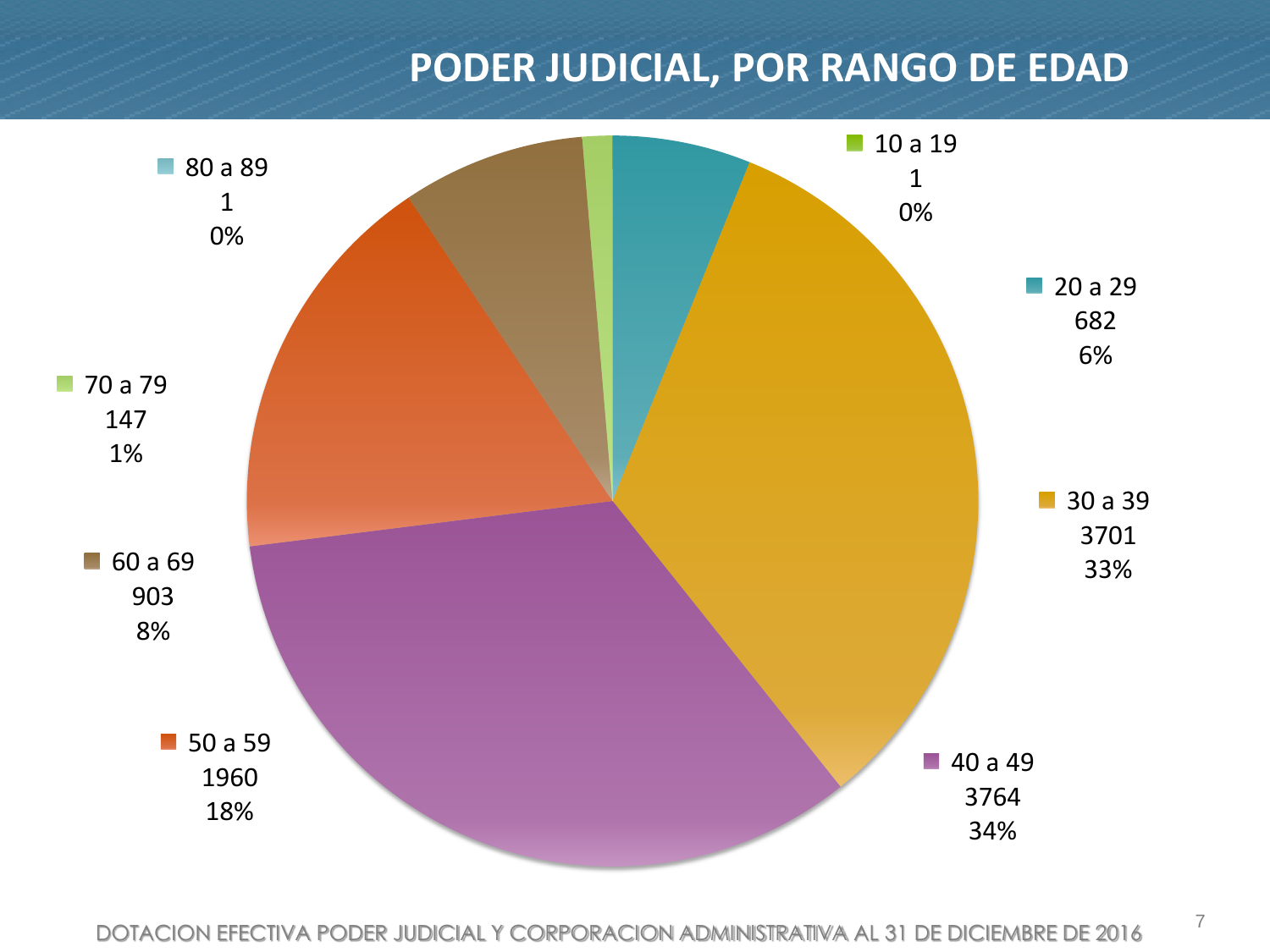# PODER JUDICIAL, POR RANGO DE EDAD

| Rango de edad | Cantidad | Porcentaje |
|---|---|---|
| 10 a 19 | 1 | 0% |
| 20 a 29 | 682 | 6% |
| 30 a 39 | 3701 | 33% |
| 40 a 49 | 3764 | 34% |
| 50 a 59 | 1960 | 18% |
| 60 a 69 | 903 | 8% |
| 70 a 79 | 147 | 1% |
| 80 a 89 | 1 | 0% |

DOTACION EFECTIVA PODER JUDICIAL Y CORPORACION ADMINISTRATIVA AL 31 DE DICIEMBRE DE 2016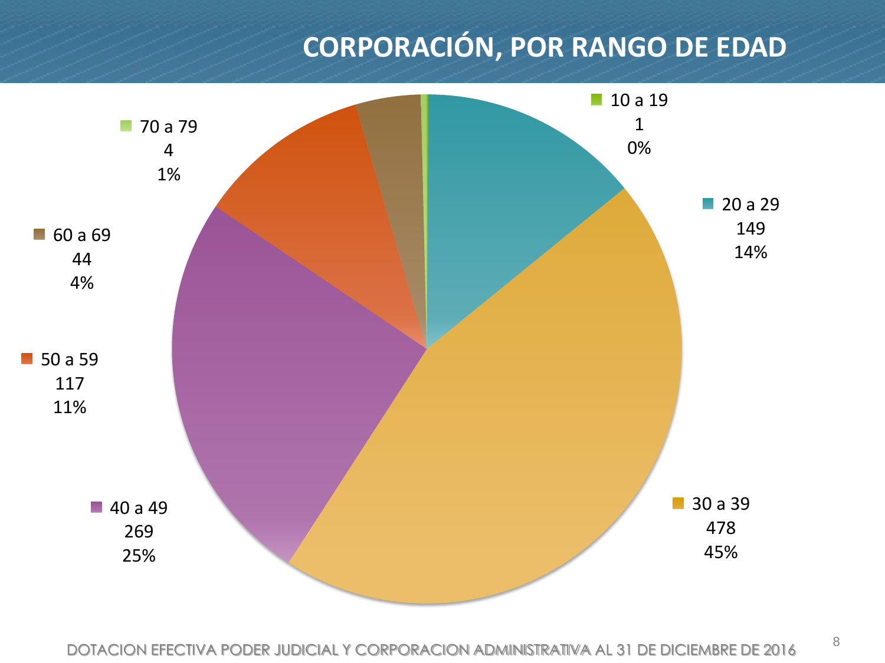# CORPORACIÓN, POR RANGO DE EDAD

| Rango de edad | Cantidad | Porcentaje |
|---|---|---|
| 10 a 19 | 1 | 0% |
| 20 a 29 | 149 | 14% |
| 30 a 39 | 478 | 45% |
| 40 a 49 | 269 | 25% |
| 50 a 59 | 117 | 11% |
| 60 a 69 | 44 | 4% |
| 70 a 79 | 4 | 1% |

DOTACION EFECTIVA PODER JUDICIAL Y CORPORACION ADMINISTRATIVA AL 31 DE DICIEMBRE DE 2016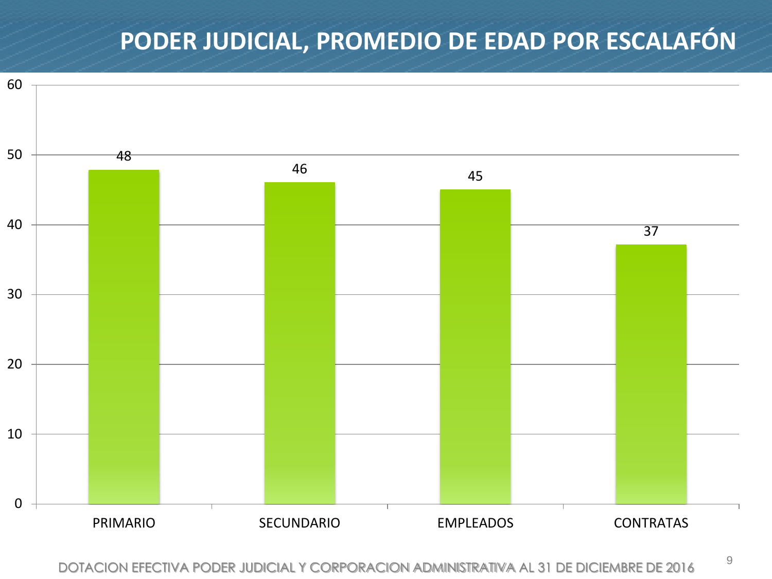# PODER JUDICIAL, PROMEDIO DE EDAD POR ESCALAFÓN

| Escalafón | Promedio de edad |
| --- | --- |
| PRIMARIO | 48 |
| SECUNDARIO | 46 |
| EMPLEADOS | 45 |
| CONTRATAS | 37 |

DOTACION EFECTIVA PODER JUDICIAL Y CORPORACION ADMINISTRATIVA AL 31 DE DICIEMBRE DE 2016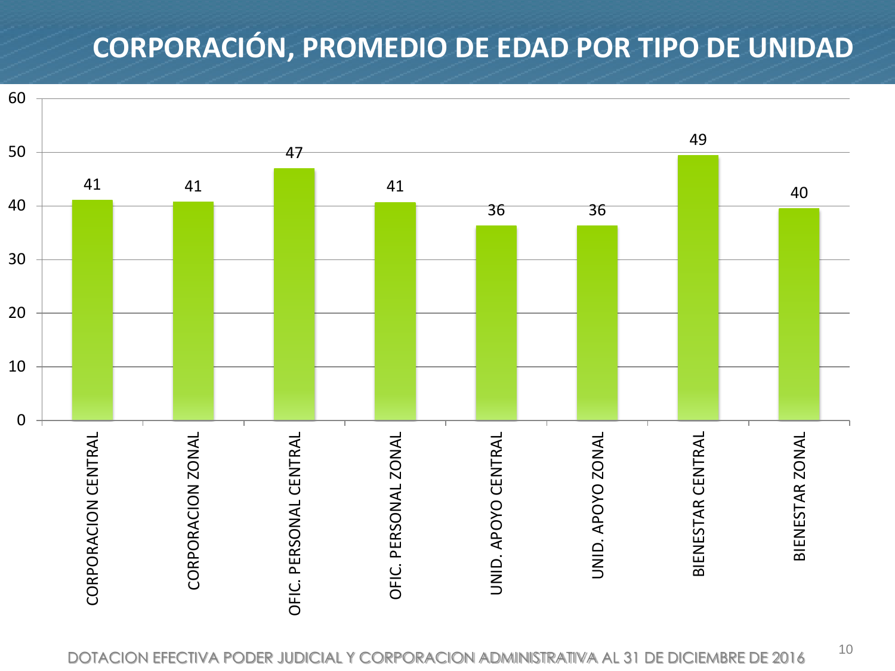# CORPORACIÓN, PROMEDIO DE EDAD POR TIPO DE UNIDAD

| Tipo de unidad | Promedio de edad |
| --- | --- |
| CORPORACION CENTRAL | 41 |
| CORPORACION ZONAL | 41 |
| OFIC. PERSONAL CENTRAL | 47 |
| OFIC. PERSONAL ZONAL | 41 |
| UNID. APOYO CENTRAL | 36 |
| UNID. APOYO ZONAL | 36 |
| BIENESTAR CENTRAL | 49 |
| BIENESTAR ZONAL | 40 |

DOTACION EFECTIVA PODER JUDICIAL Y CORPORACION ADMINISTRATIVA AL 31 DE DICIEMBRE DE 2016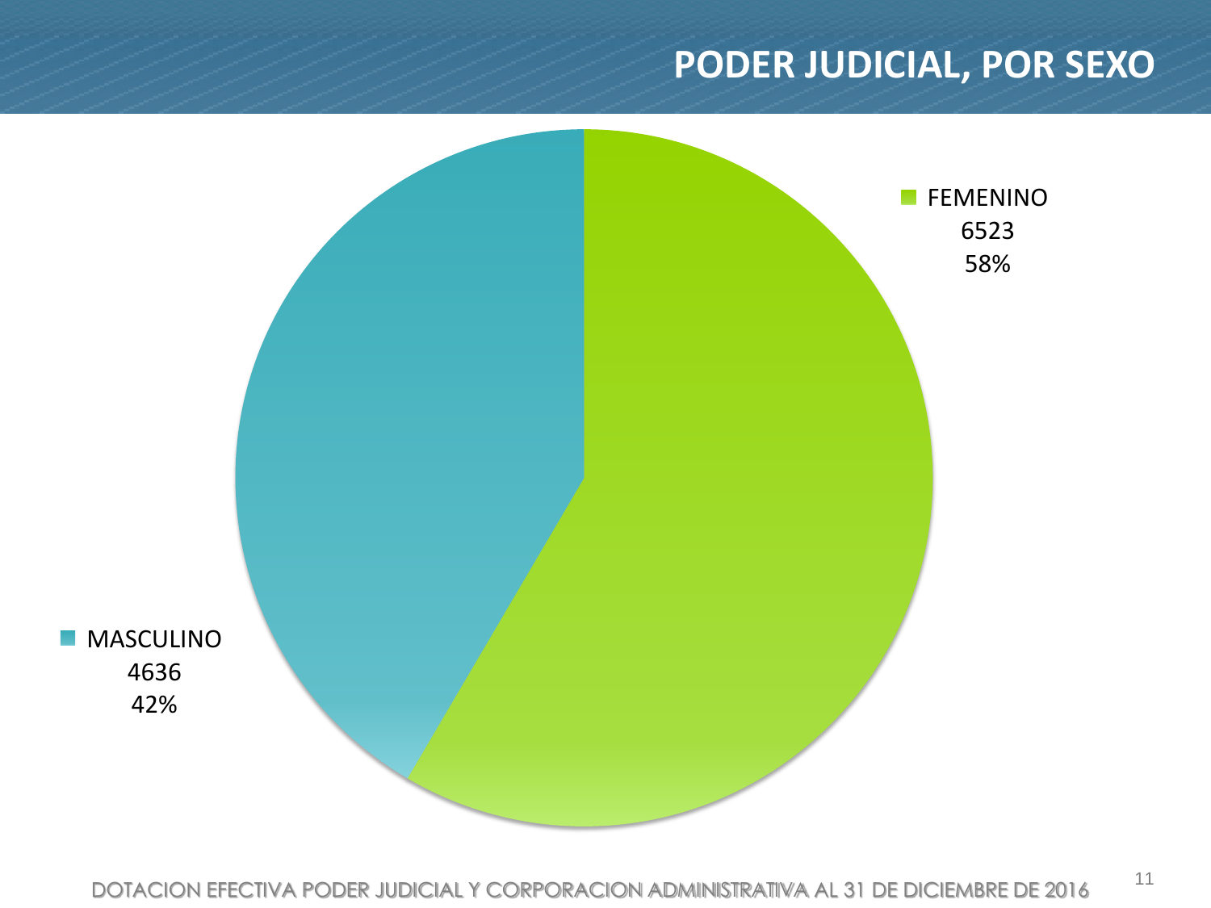# PODER JUDICIAL, POR SEXO

| Sexo | Cantidad | Porcentaje |
|---|---|---|
| FEMENINO | 6523 | 58% |
| MASCULINO | 4636 | 42% |

DOTACION EFECTIVA PODER JUDICIAL Y CORPORACION ADMINISTRATIVA AL 31 DE DICIEMBRE DE 2016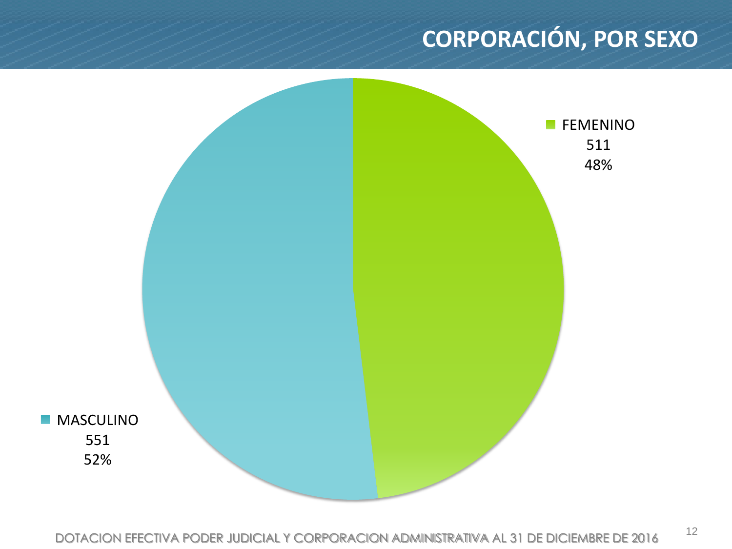# CORPORACIÓN, POR SEXO

FEMENINO
511
48%

MASCULINO
551
52%

DOTACION EFECTIVA PODER JUDICIAL Y CORPORACION ADMINISTRATIVA AL 31 DE DICIEMBRE DE 2016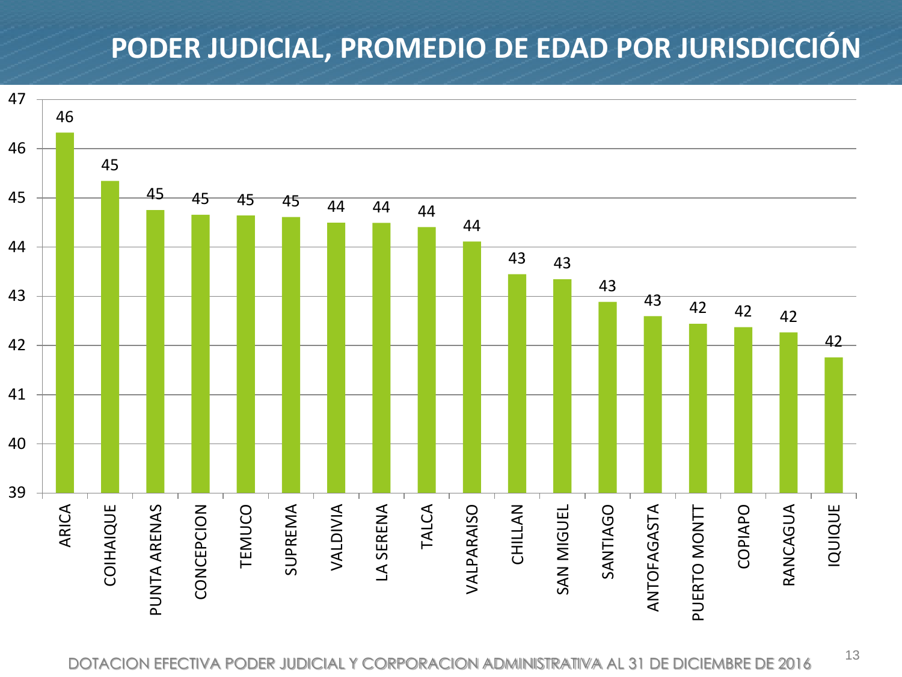# PODER JUDICIAL, PROMEDIO DE EDAD POR JURISDICCIÓN

| Jurisdicción | Promedio de edad |
|---|---|
| ARICA | 46 |
| COIHAIQUE | 45 |
| PUNTA ARENAS | 45 |
| CONCEPCION | 45 |
| TEMUCO | 45 |
| SUPREMA | 45 |
| VALDIVIA | 44 |
| LA SERENA | 44 |
| TALCA | 44 |
| VALPARAISO | 44 |
| CHILLAN | 43 |
| SAN MIGUEL | 43 |
| SANTIAGO | 43 |
| ANTOFAGASTA | 43 |
| PUERTO MONTT | 42 |
| COPIAPO | 42 |
| RANCAGUA | 42 |
| IQUIQUE | 42 |

DOTACION EFECTIVA PODER JUDICIAL Y CORPORACION ADMINISTRATIVA AL 31 DE DICIEMBRE DE 2016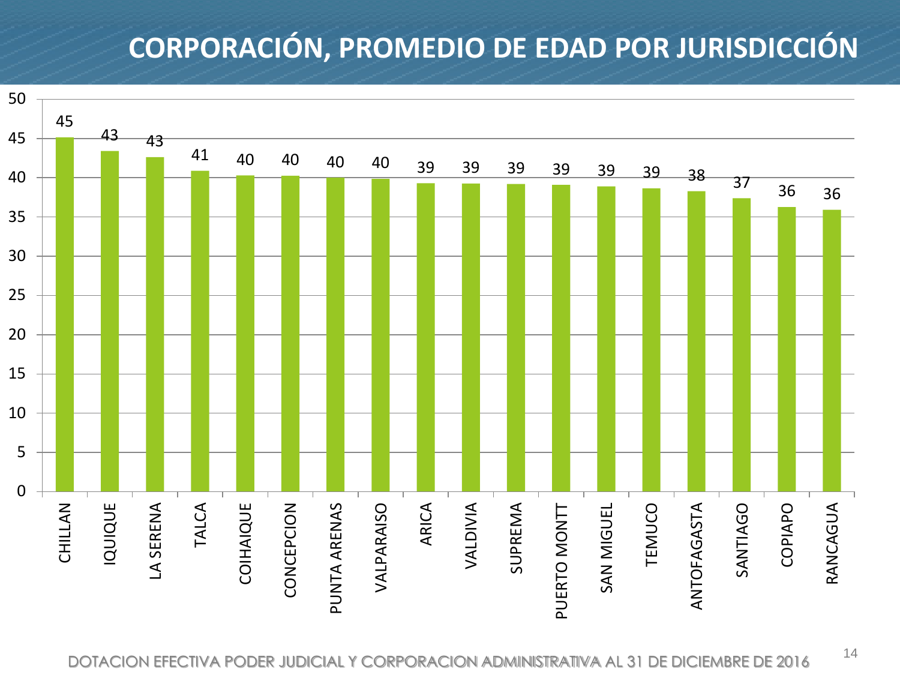# CORPORACIÓN, PROMEDIO DE EDAD POR JURISDICCIÓN

| Jurisdicción | Promedio de edad |
|---|---|
| CHILLAN | 45 |
| IQUIQUE | 43 |
| LA SERENA | 43 |
| TALCA | 41 |
| COIHAIQUE | 40 |
| CONCEPCION | 40 |
| PUNTA ARENAS | 40 |
| VALPARAISO | 40 |
| ARICA | 39 |
| VALDIVIA | 39 |
| SUPREMA | 39 |
| PUERTO MONTT | 39 |
| SAN MIGUEL | 39 |
| TEMUCO | 39 |
| ANTOFAGASTA | 38 |
| SANTIAGO | 37 |
| COPIAPO | 36 |
| RANCAGUA | 36 |

DOTACION EFECTIVA PODER JUDICIAL Y CORPORACION ADMINISTRATIVA AL 31 DE DICIEMBRE DE 2016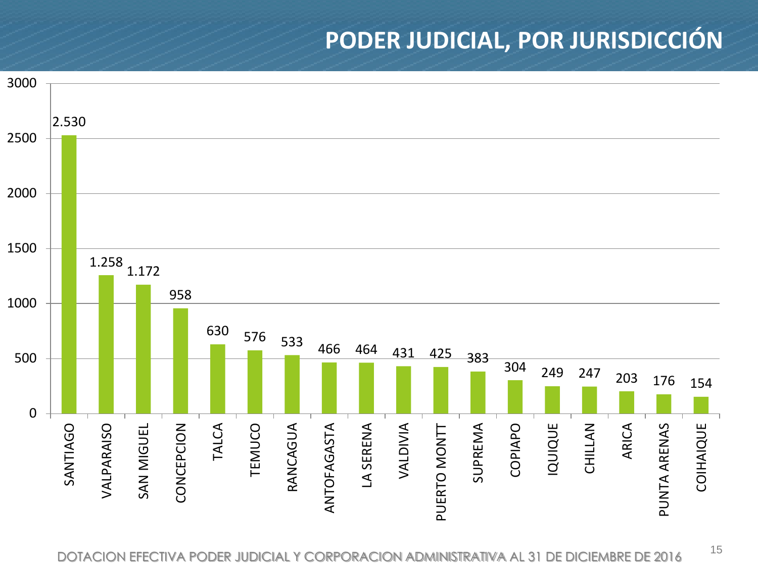# PODER JUDICIAL, POR JURISDICCIÓN

| Jurisdicción | Dotación |
|---|---|
| SANTIAGO | 2.530 |
| VALPARAISO | 1.258 |
| SAN MIGUEL | 1.172 |
| CONCEPCION | 958 |
| TALCA | 630 |
| TEMUCO | 576 |
| RANCAGUA | 533 |
| ANTOFAGASTA | 466 |
| LA SERENA | 464 |
| VALDIVIA | 431 |
| PUERTO MONTT | 425 |
| SUPREMA | 383 |
| COPIAPO | 304 |
| IQUIQUE | 249 |
| CHILLAN | 247 |
| ARICA | 203 |
| PUNTA ARENAS | 176 |
| COIHAIQUE | 154 |

DOTACION EFECTIVA PODER JUDICIAL Y CORPORACION ADMINISTRATIVA AL 31 DE DICIEMBRE DE 2016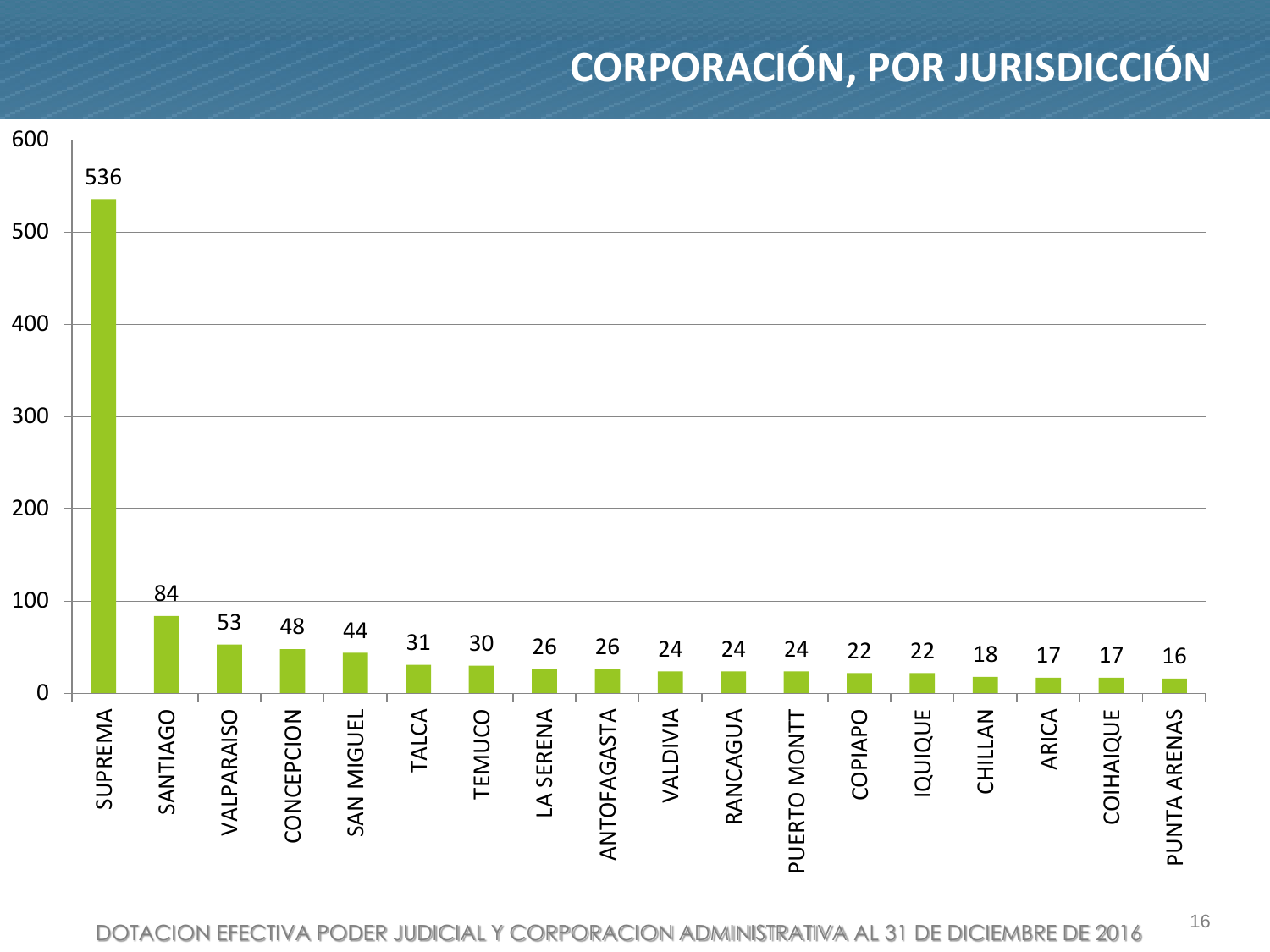# CORPORACIÓN, POR JURISDICCIÓN

| Jurisdicción | Dotación |
|---|---|
| SUPREMA | 536 |
| SANTIAGO | 84 |
| VALPARAISO | 53 |
| CONCEPCION | 48 |
| SAN MIGUEL | 44 |
| TALCA | 31 |
| TEMUCO | 30 |
| LA SERENA | 26 |
| ANTOFAGASTA | 26 |
| VALDIVIA | 24 |
| RANCAGUA | 24 |
| PUERTO MONTT | 24 |
| COPIAPO | 22 |
| IQUIQUE | 22 |
| CHILLAN | 18 |
| ARICA | 17 |
| COIHAIQUE | 17 |
| PUNTA ARENAS | 16 |

DOTACION EFECTIVA PODER JUDICIAL Y CORPORACION ADMINISTRATIVA AL 31 DE DICIEMBRE DE 2016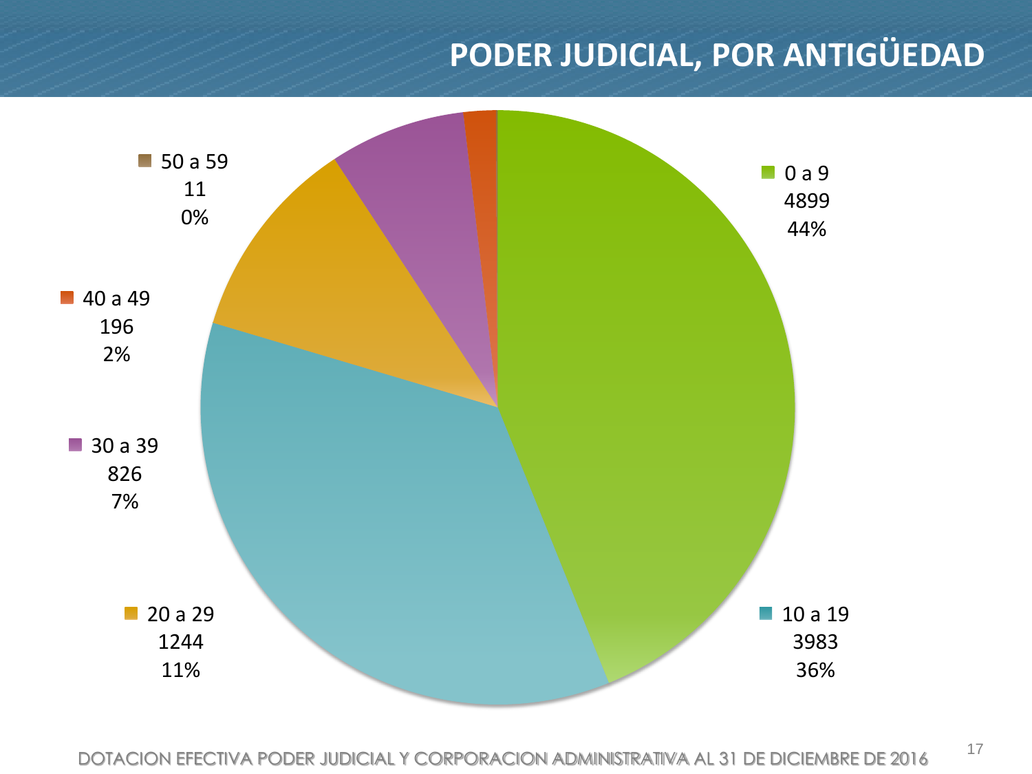# PODER JUDICIAL, POR ANTIGÜEDAD

| Antigüedad | Cantidad | Porcentaje |
|---|---|---|
| 0 a 9 | 4899 | 44% |
| 10 a 19 | 3983 | 36% |
| 20 a 29 | 1244 | 11% |
| 30 a 39 | 826 | 7% |
| 40 a 49 | 196 | 2% |
| 50 a 59 | 11 | 0% |

DOTACION EFECTIVA PODER JUDICIAL Y CORPORACION ADMINISTRATIVA AL 31 DE DICIEMBRE DE 2016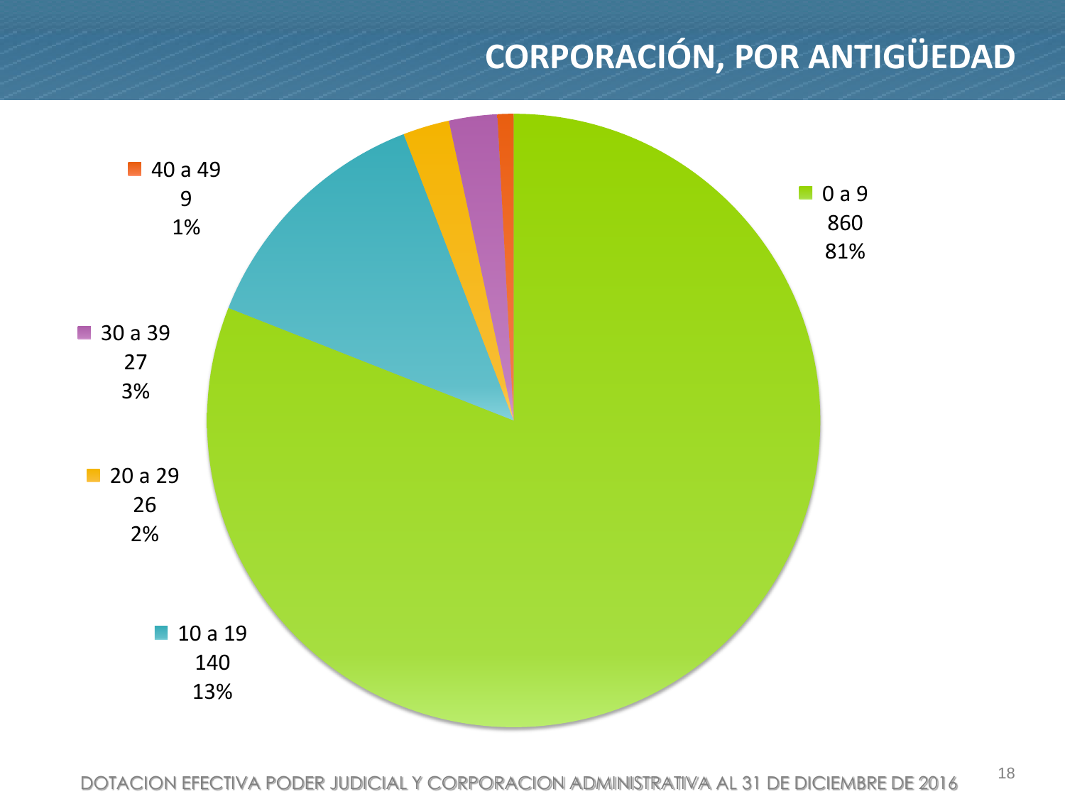# CORPORACIÓN, POR ANTIGÜEDAD

| Antigüedad | Cantidad | Porcentaje |
|---|---|---|
| 0 a 9 | 860 | 81% |
| 10 a 19 | 140 | 13% |
| 20 a 29 | 26 | 2% |
| 30 a 39 | 27 | 3% |
| 40 a 49 | 9 | 1% |

DOTACION EFECTIVA PODER JUDICIAL Y CORPORACION ADMINISTRATIVA AL 31 DE DICIEMBRE DE 2016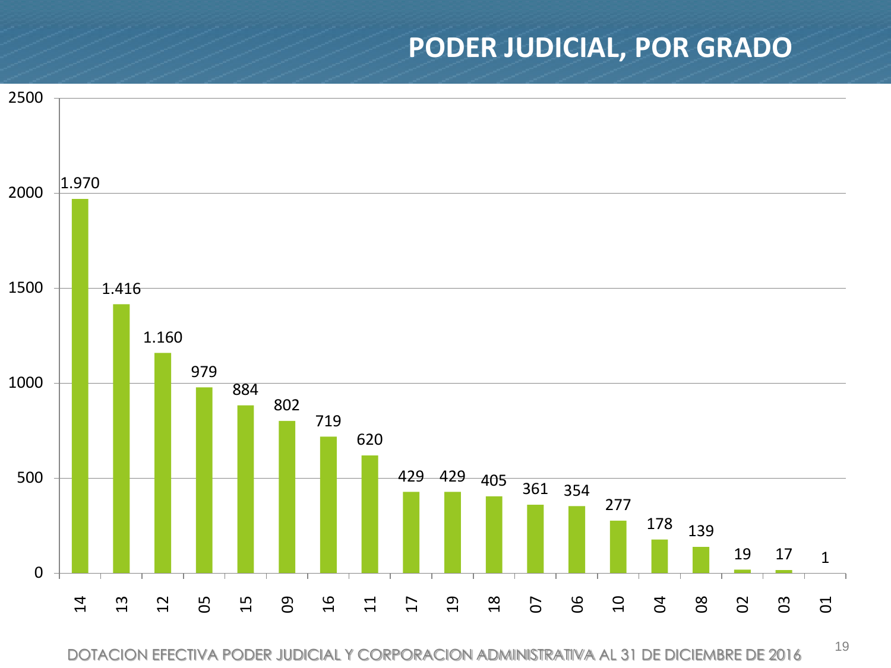# PODER JUDICIAL, POR GRADO

| Grado | Dotación |
|---|---|
| 14 | 1.970 |
| 13 | 1.416 |
| 12 | 1.160 |
| 05 | 979 |
| 15 | 884 |
| 09 | 802 |
| 16 | 719 |
| 11 | 620 |
| 17 | 429 |
| 19 | 429 |
| 18 | 405 |
| 07 | 361 |
| 06 | 354 |
| 10 | 277 |
| 04 | 178 |
| 08 | 139 |
| 02 | 19 |
| 03 | 17 |
| 01 | 1 |

DOTACION EFECTIVA PODER JUDICIAL Y CORPORACION ADMINISTRATIVA AL 31 DE DICIEMBRE DE 2016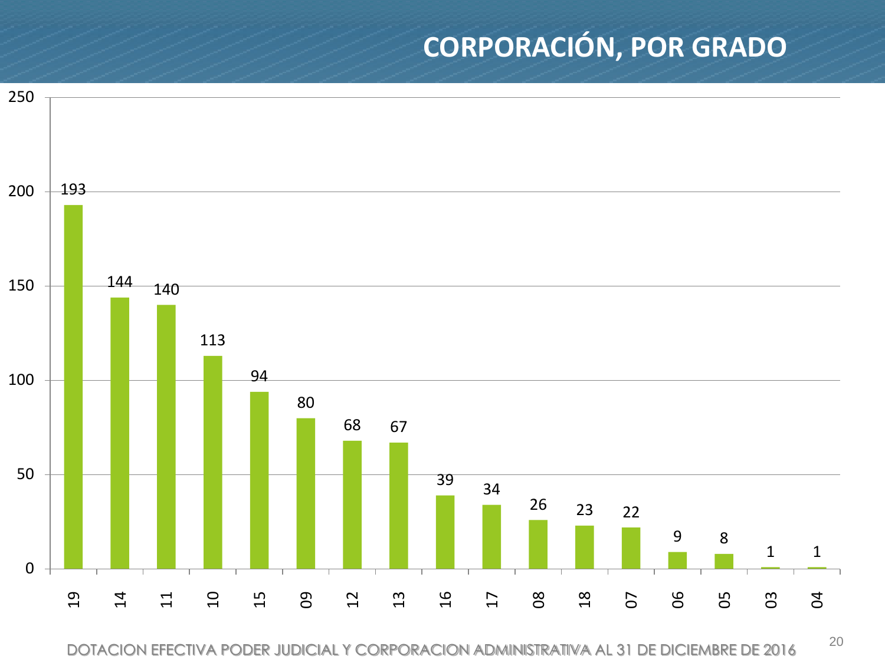# CORPORACIÓN, POR GRADO

250

200

150

100

50

0

193

144

140

113

94

80

68

67

39

34

26

23

22

9

8

1

1

19

14

11

10

15

09

12

13

16

17

08

18

07

06

05

03

04

DOTACION EFECTIVA PODER JUDICIAL Y CORPORACION ADMINISTRATIVA AL 31 DE DICIEMBRE DE 2016